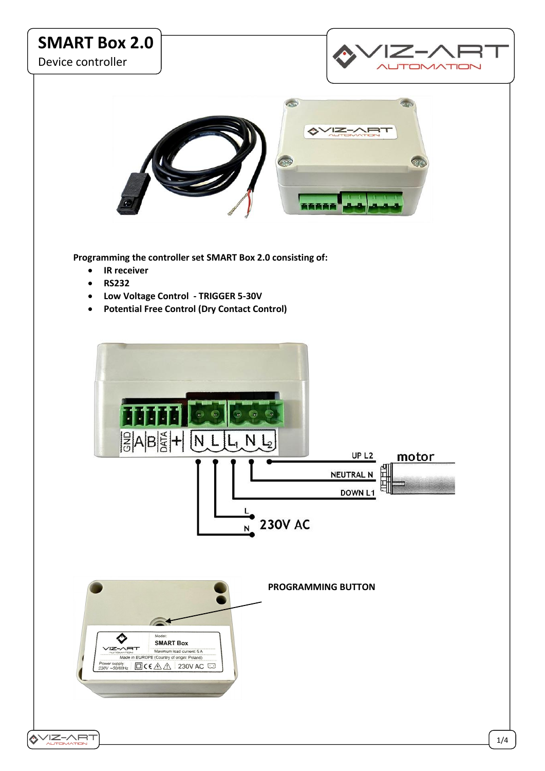# SMART Box 2.0

Device controller

**Programming the controller set SMART Box 2.0 consisting of:**

- **IR receiver**
- **RS232**
- **Low Voltage Control - TRIGGER 5-30V**
- **Potential Free Control (Dry Contact Control)**

GND A B DATA + N L $L_1$ N $L_2$

UP L2

motor

NEUTRAL N

DOWN L1

L

N

230V AC

**PROGRAMMING BUTTON**

Model: SMART Box

Maximum load current: 5 A

Made in EUROPE (Country of origin: Poland)

Power supply 230V ~50/60Hz

230V AC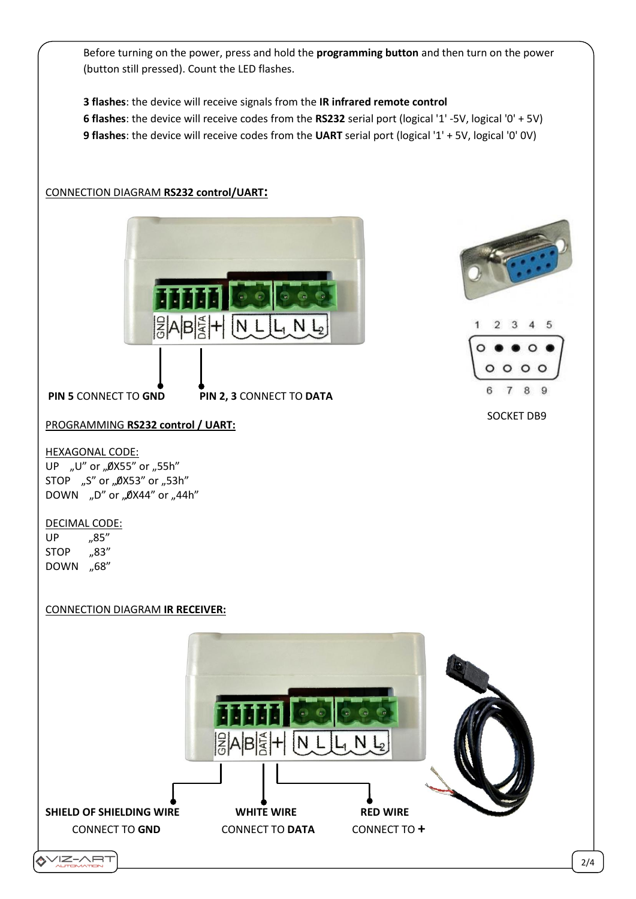Before turning on the power, press and hold the **programming button** and then turn on the power (button still pressed). Count the LED flashes.

**3 flashes**: the device will receive signals from the **IR infrared remote control**
**6 flashes**: the device will receive codes from the **RS232** serial port (logical '1' -5V, logical '0' + 5V)
**9 flashes**: the device will receive codes from the **UART** serial port (logical '1' + 5V, logical '0' 0V)

CONNECTION DIAGRAM **RS232 control/UART:**

GND A B DATA + N L L1 N L2

**PIN 5** CONNECT TO **GND**    **PIN 2, 3** CONNECT TO **DATA**

1 2 3 4 5
6 7 8 9

SOCKET DB9

PROGRAMMING **RS232 control / UART:**

HEXAGONAL CODE:
UP „U" or „ØX55" or „55h"
STOP „S" or „ØX53" or „53h"
DOWN „D" or „ØX44" or „44h"

DECIMAL CODE:
UP „85"
STOP „83"
DOWN „68"

CONNECTION DIAGRAM **IR RECEIVER:**

GND A B DATA + N L L1 N L2

**SHIELD OF SHIELDING WIRE** CONNECT TO **GND**    **WHITE WIRE** CONNECT TO **DATA**    **RED WIRE** CONNECT TO **+**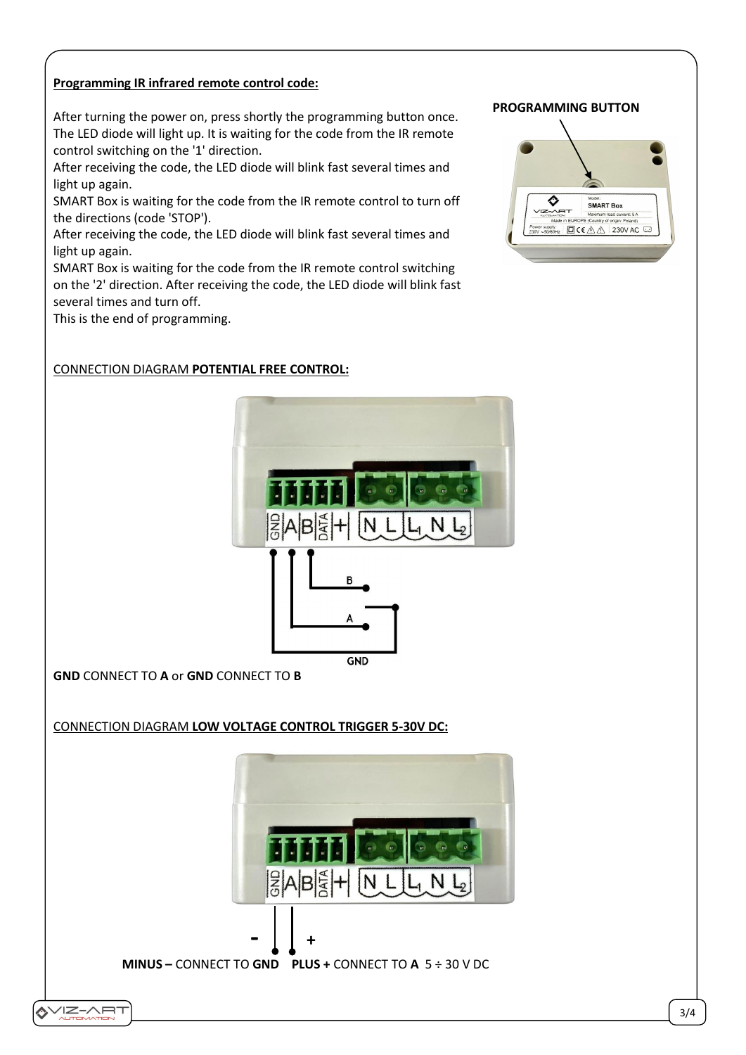**Programming IR infrared remote control code:**

After turning the power on, press shortly the programming button once. The LED diode will light up. It is waiting for the code from the IR remote control switching on the '1' direction.
After receiving the code, the LED diode will blink fast several times and light up again.
SMART Box is waiting for the code from the IR remote control to turn off the directions (code 'STOP').
After receiving the code, the LED diode will blink fast several times and light up again.
SMART Box is waiting for the code from the IR remote control switching on the '2' direction. After receiving the code, the LED diode will blink fast several times and turn off.
This is the end of programming.

**PROGRAMMING BUTTON**

CONNECTION DIAGRAM **POTENTIAL FREE CONTROL:**

**GND** CONNECT TO **A** or **GND** CONNECT TO **B**

CONNECTION DIAGRAM **LOW VOLTAGE CONTROL TRIGGER 5-30V DC:**

**MINUS –** CONNECT TO **GND** **PLUS +** CONNECT TO **A** 5 ÷ 30 V DC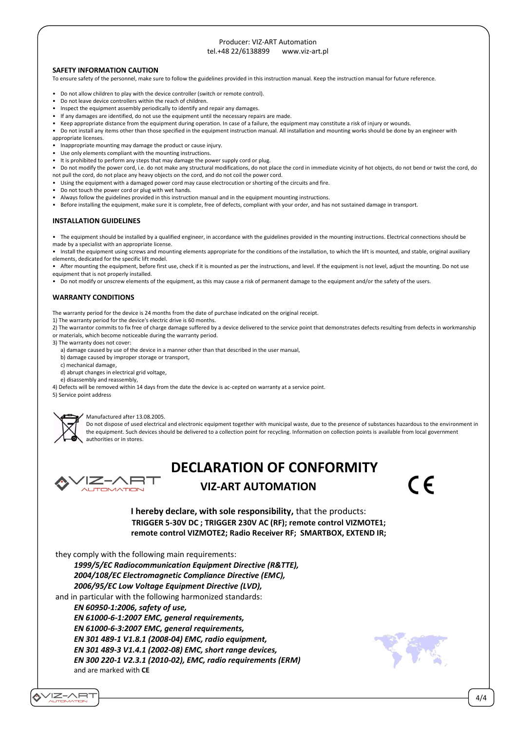Producer: VIZ-ART Automation
tel.+48 22/6138899 www.viz-art.pl

### SAFETY INFORMATION CAUTION

To ensure safety of the personnel, make sure to follow the guidelines provided in this instruction manual. Keep the instruction manual for future reference.

- Do not allow children to play with the device controller (switch or remote control).
- Do not leave device controllers within the reach of children.
- Inspect the equipment assembly periodically to identify and repair any damages.
- If any damages are identified, do not use the equipment until the necessary repairs are made.
- Keep appropriate distance from the equipment during operation. In case of a failure, the equipment may constitute a risk of injury or wounds.
- Do not install any items other than those specified in the equipment instruction manual. All installation and mounting works should be done by an engineer with appropriate licenses.
- Inappropriate mounting may damage the product or cause injury.
- Use only elements compliant with the mounting instructions.
- It is prohibited to perform any steps that may damage the power supply cord or plug.
- Do not modify the power cord, i.e. do not make any structural modifications, do not place the cord in immediate vicinity of hot objects, do not bend or twist the cord, do not pull the cord, do not place any heavy objects on the cord, and do not coil the power cord.
- Using the equipment with a damaged power cord may cause electrocution or shorting of the circuits and fire.
- Do not touch the power cord or plug with wet hands.
- Always follow the guidelines provided in this instruction manual and in the equipment mounting instructions.
- Before installing the equipment, make sure it is complete, free of defects, compliant with your order, and has not sustained damage in transport.

### INSTALLATION GUIDELINES

- The equipment should be installed by a qualified engineer, in accordance with the guidelines provided in the mounting instructions. Electrical connections should be made by a specialist with an appropriate license.
- Install the equipment using screws and mounting elements appropriate for the conditions of the installation, to which the lift is mounted, and stable, original auxiliary elements, dedicated for the specific lift model.
- After mounting the equipment, before first use, check if it is mounted as per the instructions, and level. If the equipment is not level, adjust the mounting. Do not use equipment that is not properly installed.
- Do not modify or unscrew elements of the equipment, as this may cause a risk of permanent damage to the equipment and/or the safety of the users.

### WARRANTY CONDITIONS

The warranty period for the device is 24 months from the date of purchase indicated on the original receipt.
1) The warranty period for the device's electric drive is 60 months.
2) The warrantor commits to fix free of charge damage suffered by a device delivered to the service point that demonstrates defects resulting from defects in workmanship or materials, which become noticeable during the warranty period.
3) The warranty does not cover:
  a) damage caused by use of the device in a manner other than that described in the user manual,
  b) damage caused by improper storage or transport,
  c) mechanical damage,
  d) abrupt changes in electrical grid voltage,
  e) disassembly and reassembly,
4) Defects will be removed within 14 days from the date the device is ac-cepted on warranty at a service point.
5) Service point address

Manufactured after 13.08.2005.
Do not dispose of used electrical and electronic equipment together with municipal waste, due to the presence of substances hazardous to the environment in the equipment. Such devices should be delivered to a collection point for recycling. Information on collection points is available from local government authorities or in stores.

# DECLARATION OF CONFORMITY

## VIZ-ART AUTOMATION

CE

**I hereby declare, with sole responsibility,** that the products:
**TRIGGER 5-30V DC ; TRIGGER 230V AC (RF); remote control VIZMOTE1; remote control VIZMOTE2; Radio Receiver RF; SMARTBOX, EXTEND IR;**

they comply with the following main requirements:

***1999/5/EC Radiocommunication Equipment Directive (R&TTE),***
***2004/108/EC Electromagnetic Compliance Directive (EMC),***
***2006/95/EC Low Voltage Equipment Directive (LVD),***

and in particular with the following harmonized standards:

***EN 60950-1:2006, safety of use,***
***EN 61000-6-1:2007 EMC, general requirements,***
***EN 61000-6-3:2007 EMC, general requirements,***
***EN 301 489-1 V1.8.1 (2008-04) EMC, radio equipment,***
***EN 301 489-3 V1.4.1 (2002-08) EMC, short range devices,***
***EN 300 220-1 V2.3.1 (2010-02), EMC, radio requirements (ERM)***

and are marked with **CE**